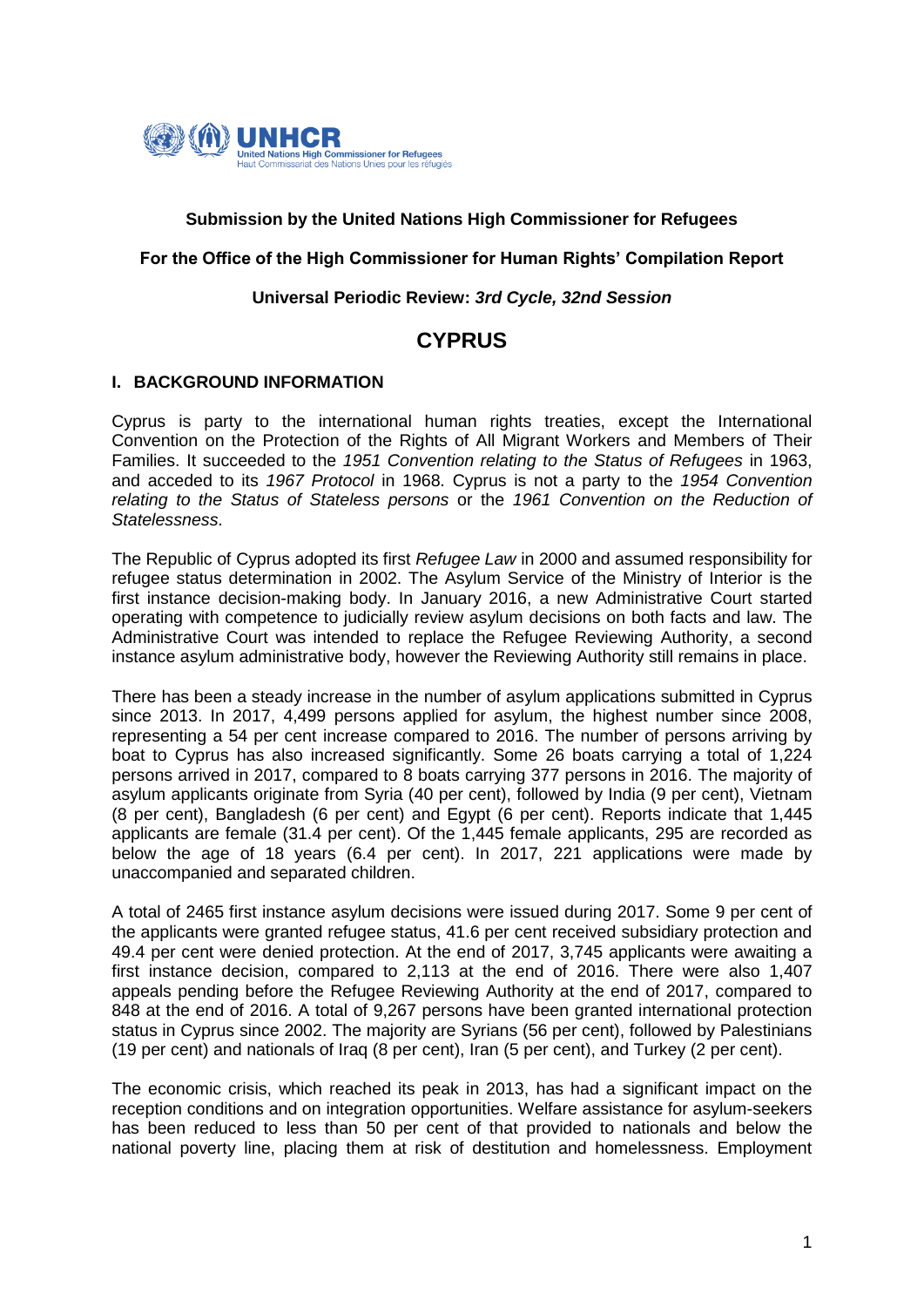**Submission by the United Nations High Commissioner for Refugees**

**For the Office of the High Commissioner for Human Rights' Compilation Report**

**Universal Periodic Review: *3rd Cycle, 32nd Session***

# CYPRUS

## I. BACKGROUND INFORMATION

Cyprus is party to the international human rights treaties, except the International Convention on the Protection of the Rights of All Migrant Workers and Members of Their Families. It succeeded to the *1951 Convention relating to the Status of Refugees* in 1963, and acceded to its *1967 Protocol* in 1968. Cyprus is not a party to the *1954 Convention relating to the Status of Stateless persons* or the *1961 Convention on the Reduction of Statelessness*.

The Republic of Cyprus adopted its first *Refugee Law* in 2000 and assumed responsibility for refugee status determination in 2002. The Asylum Service of the Ministry of Interior is the first instance decision-making body. In January 2016, a new Administrative Court started operating with competence to judicially review asylum decisions on both facts and law. The Administrative Court was intended to replace the Refugee Reviewing Authority, a second instance asylum administrative body, however the Reviewing Authority still remains in place.

There has been a steady increase in the number of asylum applications submitted in Cyprus since 2013. In 2017, 4,499 persons applied for asylum, the highest number since 2008, representing a 54 per cent increase compared to 2016. The number of persons arriving by boat to Cyprus has also increased significantly. Some 26 boats carrying a total of 1,224 persons arrived in 2017, compared to 8 boats carrying 377 persons in 2016. The majority of asylum applicants originate from Syria (40 per cent), followed by India (9 per cent), Vietnam (8 per cent), Bangladesh (6 per cent) and Egypt (6 per cent). Reports indicate that 1,445 applicants are female (31.4 per cent). Of the 1,445 female applicants, 295 are recorded as below the age of 18 years (6.4 per cent). In 2017, 221 applications were made by unaccompanied and separated children.

A total of 2465 first instance asylum decisions were issued during 2017. Some 9 per cent of the applicants were granted refugee status, 41.6 per cent received subsidiary protection and 49.4 per cent were denied protection. At the end of 2017, 3,745 applicants were awaiting a first instance decision, compared to 2,113 at the end of 2016. There were also 1,407 appeals pending before the Refugee Reviewing Authority at the end of 2017, compared to 848 at the end of 2016. A total of 9,267 persons have been granted international protection status in Cyprus since 2002. The majority are Syrians (56 per cent), followed by Palestinians (19 per cent) and nationals of Iraq (8 per cent), Iran (5 per cent), and Turkey (2 per cent).

The economic crisis, which reached its peak in 2013, has had a significant impact on the reception conditions and on integration opportunities. Welfare assistance for asylum-seekers has been reduced to less than 50 per cent of that provided to nationals and below the national poverty line, placing them at risk of destitution and homelessness. Employment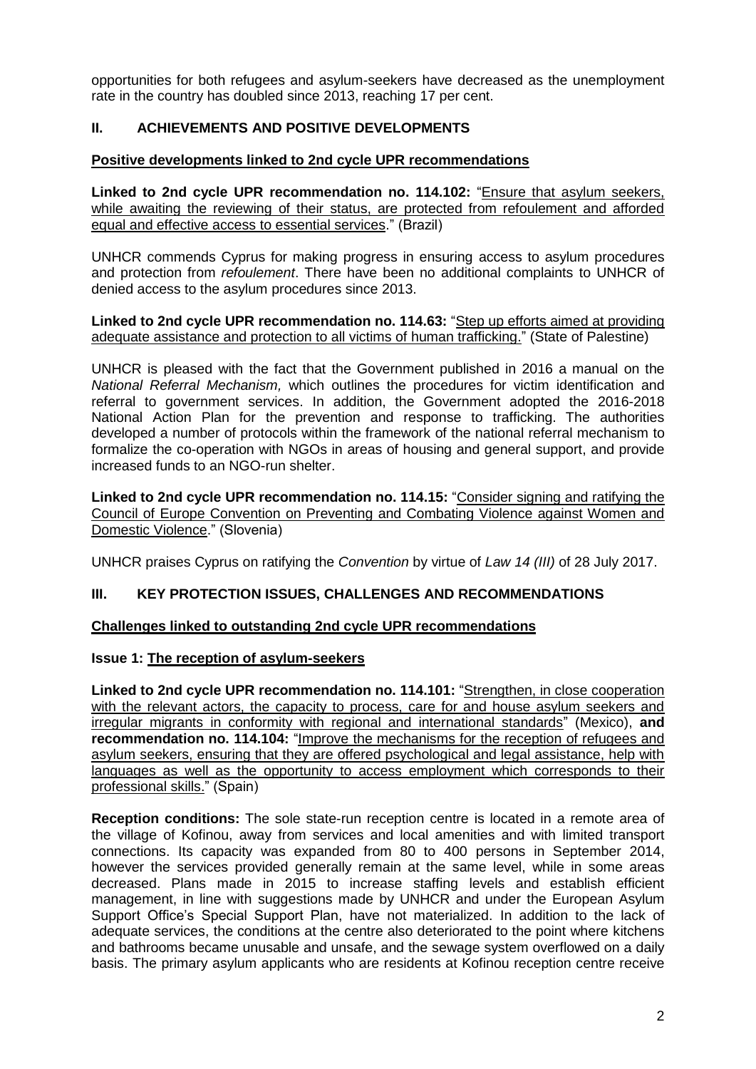opportunities for both refugees and asylum-seekers have decreased as the unemployment rate in the country has doubled since 2013, reaching 17 per cent.

## II. ACHIEVEMENTS AND POSITIVE DEVELOPMENTS

### Positive developments linked to 2nd cycle UPR recommendations

**Linked to 2nd cycle UPR recommendation no. 114.102:** "Ensure that asylum seekers, while awaiting the reviewing of their status, are protected from refoulement and afforded equal and effective access to essential services." (Brazil)

UNHCR commends Cyprus for making progress in ensuring access to asylum procedures and protection from *refoulement*. There have been no additional complaints to UNHCR of denied access to the asylum procedures since 2013.

**Linked to 2nd cycle UPR recommendation no. 114.63:** "Step up efforts aimed at providing adequate assistance and protection to all victims of human trafficking." (State of Palestine)

UNHCR is pleased with the fact that the Government published in 2016 a manual on the *National Referral Mechanism,* which outlines the procedures for victim identification and referral to government services. In addition, the Government adopted the 2016-2018 National Action Plan for the prevention and response to trafficking. The authorities developed a number of protocols within the framework of the national referral mechanism to formalize the co-operation with NGOs in areas of housing and general support, and provide increased funds to an NGO-run shelter.

**Linked to 2nd cycle UPR recommendation no. 114.15:** "Consider signing and ratifying the Council of Europe Convention on Preventing and Combating Violence against Women and Domestic Violence." (Slovenia)

UNHCR praises Cyprus on ratifying the *Convention* by virtue of *Law 14 (III)* of 28 July 2017.

## III. KEY PROTECTION ISSUES, CHALLENGES AND RECOMMENDATIONS

### Challenges linked to outstanding 2nd cycle UPR recommendations

#### Issue 1: The reception of asylum-seekers

**Linked to 2nd cycle UPR recommendation no. 114.101:** "Strengthen, in close cooperation with the relevant actors, the capacity to process, care for and house asylum seekers and irregular migrants in conformity with regional and international standards" (Mexico), **and recommendation no. 114.104:** "Improve the mechanisms for the reception of refugees and asylum seekers, ensuring that they are offered psychological and legal assistance, help with languages as well as the opportunity to access employment which corresponds to their professional skills." (Spain)

**Reception conditions:** The sole state-run reception centre is located in a remote area of the village of Kofinou, away from services and local amenities and with limited transport connections. Its capacity was expanded from 80 to 400 persons in September 2014, however the services provided generally remain at the same level, while in some areas decreased. Plans made in 2015 to increase staffing levels and establish efficient management, in line with suggestions made by UNHCR and under the European Asylum Support Office's Special Support Plan, have not materialized. In addition to the lack of adequate services, the conditions at the centre also deteriorated to the point where kitchens and bathrooms became unusable and unsafe, and the sewage system overflowed on a daily basis. The primary asylum applicants who are residents at Kofinou reception centre receive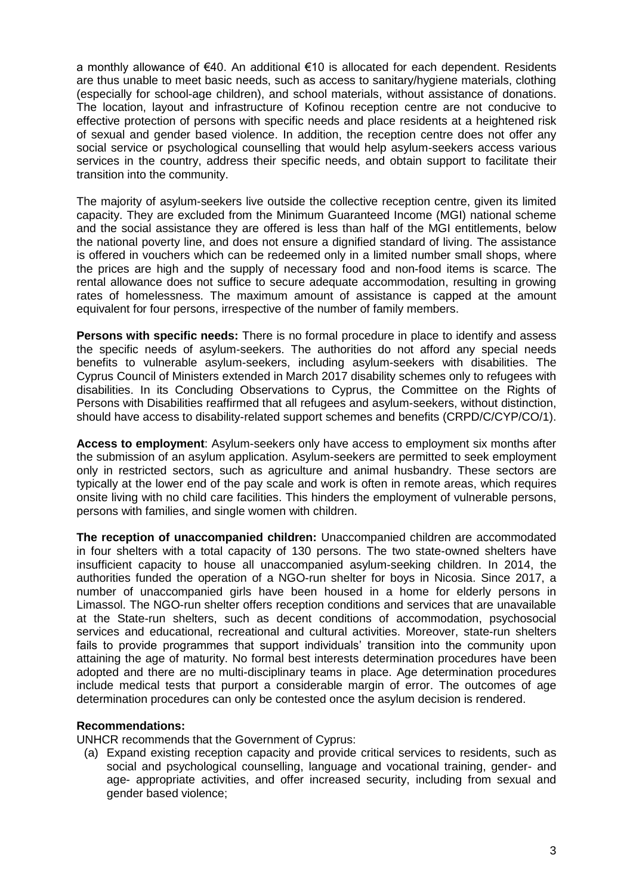a monthly allowance of €40. An additional €10 is allocated for each dependent. Residents are thus unable to meet basic needs, such as access to sanitary/hygiene materials, clothing (especially for school-age children), and school materials, without assistance of donations. The location, layout and infrastructure of Kofinou reception centre are not conducive to effective protection of persons with specific needs and place residents at a heightened risk of sexual and gender based violence. In addition, the reception centre does not offer any social service or psychological counselling that would help asylum-seekers access various services in the country, address their specific needs, and obtain support to facilitate their transition into the community.

The majority of asylum-seekers live outside the collective reception centre, given its limited capacity. They are excluded from the Minimum Guaranteed Income (MGI) national scheme and the social assistance they are offered is less than half of the MGI entitlements, below the national poverty line, and does not ensure a dignified standard of living. The assistance is offered in vouchers which can be redeemed only in a limited number small shops, where the prices are high and the supply of necessary food and non-food items is scarce. The rental allowance does not suffice to secure adequate accommodation, resulting in growing rates of homelessness. The maximum amount of assistance is capped at the amount equivalent for four persons, irrespective of the number of family members.

**Persons with specific needs:** There is no formal procedure in place to identify and assess the specific needs of asylum-seekers. The authorities do not afford any special needs benefits to vulnerable asylum-seekers, including asylum-seekers with disabilities. The Cyprus Council of Ministers extended in March 2017 disability schemes only to refugees with disabilities. In its Concluding Observations to Cyprus, the Committee on the Rights of Persons with Disabilities reaffirmed that all refugees and asylum-seekers, without distinction, should have access to disability-related support schemes and benefits (CRPD/C/CYP/CO/1).

**Access to employment**: Asylum-seekers only have access to employment six months after the submission of an asylum application. Asylum-seekers are permitted to seek employment only in restricted sectors, such as agriculture and animal husbandry. These sectors are typically at the lower end of the pay scale and work is often in remote areas, which requires onsite living with no child care facilities. This hinders the employment of vulnerable persons, persons with families, and single women with children.

**The reception of unaccompanied children:** Unaccompanied children are accommodated in four shelters with a total capacity of 130 persons. The two state-owned shelters have insufficient capacity to house all unaccompanied asylum-seeking children. In 2014, the authorities funded the operation of a NGO-run shelter for boys in Nicosia. Since 2017, a number of unaccompanied girls have been housed in a home for elderly persons in Limassol. The NGO-run shelter offers reception conditions and services that are unavailable at the State-run shelters, such as decent conditions of accommodation, psychosocial services and educational, recreational and cultural activities. Moreover, state-run shelters fails to provide programmes that support individuals' transition into the community upon attaining the age of maturity. No formal best interests determination procedures have been adopted and there are no multi-disciplinary teams in place. Age determination procedures include medical tests that purport a considerable margin of error. The outcomes of age determination procedures can only be contested once the asylum decision is rendered.

**Recommendations:**

UNHCR recommends that the Government of Cyprus:

(a) Expand existing reception capacity and provide critical services to residents, such as social and psychological counselling, language and vocational training, gender- and age- appropriate activities, and offer increased security, including from sexual and gender based violence;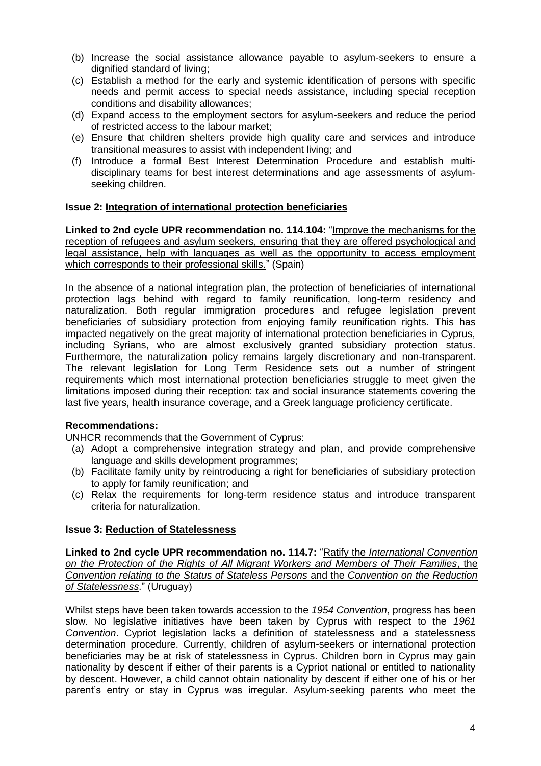(b) Increase the social assistance allowance payable to asylum-seekers to ensure a dignified standard of living;

(c) Establish a method for the early and systemic identification of persons with specific needs and permit access to special needs assistance, including special reception conditions and disability allowances;

(d) Expand access to the employment sectors for asylum-seekers and reduce the period of restricted access to the labour market;

(e) Ensure that children shelters provide high quality care and services and introduce transitional measures to assist with independent living; and

(f) Introduce a formal Best Interest Determination Procedure and establish multi-disciplinary teams for best interest determinations and age assessments of asylum-seeking children.

**Issue 2: Integration of international protection beneficiaries**

**Linked to 2nd cycle UPR recommendation no. 114.104:** "Improve the mechanisms for the reception of refugees and asylum seekers, ensuring that they are offered psychological and legal assistance, help with languages as well as the opportunity to access employment which corresponds to their professional skills." (Spain)

In the absence of a national integration plan, the protection of beneficiaries of international protection lags behind with regard to family reunification, long-term residency and naturalization. Both regular immigration procedures and refugee legislation prevent beneficiaries of subsidiary protection from enjoying family reunification rights. This has impacted negatively on the great majority of international protection beneficiaries in Cyprus, including Syrians, who are almost exclusively granted subsidiary protection status. Furthermore, the naturalization policy remains largely discretionary and non-transparent. The relevant legislation for Long Term Residence sets out a number of stringent requirements which most international protection beneficiaries struggle to meet given the limitations imposed during their reception: tax and social insurance statements covering the last five years, health insurance coverage, and a Greek language proficiency certificate.

**Recommendations:**

UNHCR recommends that the Government of Cyprus:

(a) Adopt a comprehensive integration strategy and plan, and provide comprehensive language and skills development programmes;

(b) Facilitate family unity by reintroducing a right for beneficiaries of subsidiary protection to apply for family reunification; and

(c) Relax the requirements for long-term residence status and introduce transparent criteria for naturalization.

**Issue 3: Reduction of Statelessness**

**Linked to 2nd cycle UPR recommendation no. 114.7:** "Ratify the *International Convention on the Protection of the Rights of All Migrant Workers and Members of Their Families*, the *Convention relating to the Status of Stateless Persons* and the *Convention on the Reduction of Statelessness*." (Uruguay)

Whilst steps have been taken towards accession to the *1954 Convention*, progress has been slow. No legislative initiatives have been taken by Cyprus with respect to the *1961 Convention*. Cypriot legislation lacks a definition of statelessness and a statelessness determination procedure. Currently, children of asylum-seekers or international protection beneficiaries may be at risk of statelessness in Cyprus. Children born in Cyprus may gain nationality by descent if either of their parents is a Cypriot national or entitled to nationality by descent. However, a child cannot obtain nationality by descent if either one of his or her parent's entry or stay in Cyprus was irregular. Asylum-seeking parents who meet the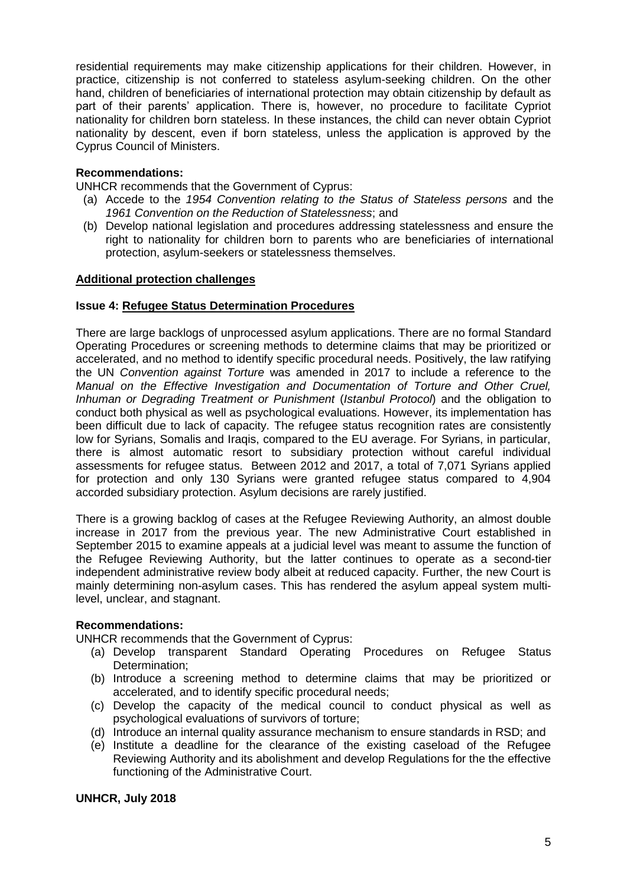residential requirements may make citizenship applications for their children. However, in practice, citizenship is not conferred to stateless asylum-seeking children. On the other hand, children of beneficiaries of international protection may obtain citizenship by default as part of their parents' application. There is, however, no procedure to facilitate Cypriot nationality for children born stateless. In these instances, the child can never obtain Cypriot nationality by descent, even if born stateless, unless the application is approved by the Cyprus Council of Ministers.

**Recommendations:**

UNHCR recommends that the Government of Cyprus:

(a) Accede to the *1954 Convention relating to the Status of Stateless persons* and the *1961 Convention on the Reduction of Statelessness*; and
(b) Develop national legislation and procedures addressing statelessness and ensure the right to nationality for children born to parents who are beneficiaries of international protection, asylum-seekers or statelessness themselves.

**Additional protection challenges**

**Issue 4: Refugee Status Determination Procedures**

There are large backlogs of unprocessed asylum applications. There are no formal Standard Operating Procedures or screening methods to determine claims that may be prioritized or accelerated, and no method to identify specific procedural needs. Positively, the law ratifying the UN *Convention against Torture* was amended in 2017 to include a reference to the *Manual on the Effective Investigation and Documentation of Torture and Other Cruel, Inhuman or Degrading Treatment or Punishment* (*Istanbul Protocol*) and the obligation to conduct both physical as well as psychological evaluations. However, its implementation has been difficult due to lack of capacity. The refugee status recognition rates are consistently low for Syrians, Somalis and Iraqis, compared to the EU average. For Syrians, in particular, there is almost automatic resort to subsidiary protection without careful individual assessments for refugee status. Between 2012 and 2017, a total of 7,071 Syrians applied for protection and only 130 Syrians were granted refugee status compared to 4,904 accorded subsidiary protection. Asylum decisions are rarely justified.

There is a growing backlog of cases at the Refugee Reviewing Authority, an almost double increase in 2017 from the previous year. The new Administrative Court established in September 2015 to examine appeals at a judicial level was meant to assume the function of the Refugee Reviewing Authority, but the latter continues to operate as a second-tier independent administrative review body albeit at reduced capacity. Further, the new Court is mainly determining non-asylum cases. This has rendered the asylum appeal system multi-level, unclear, and stagnant.

**Recommendations:**

UNHCR recommends that the Government of Cyprus:

(a) Develop transparent Standard Operating Procedures on Refugee Status Determination;
(b) Introduce a screening method to determine claims that may be prioritized or accelerated, and to identify specific procedural needs;
(c) Develop the capacity of the medical council to conduct physical as well as psychological evaluations of survivors of torture;
(d) Introduce an internal quality assurance mechanism to ensure standards in RSD; and
(e) Institute a deadline for the clearance of the existing caseload of the Refugee Reviewing Authority and its abolishment and develop Regulations for the the effective functioning of the Administrative Court.

**UNHCR, July 2018**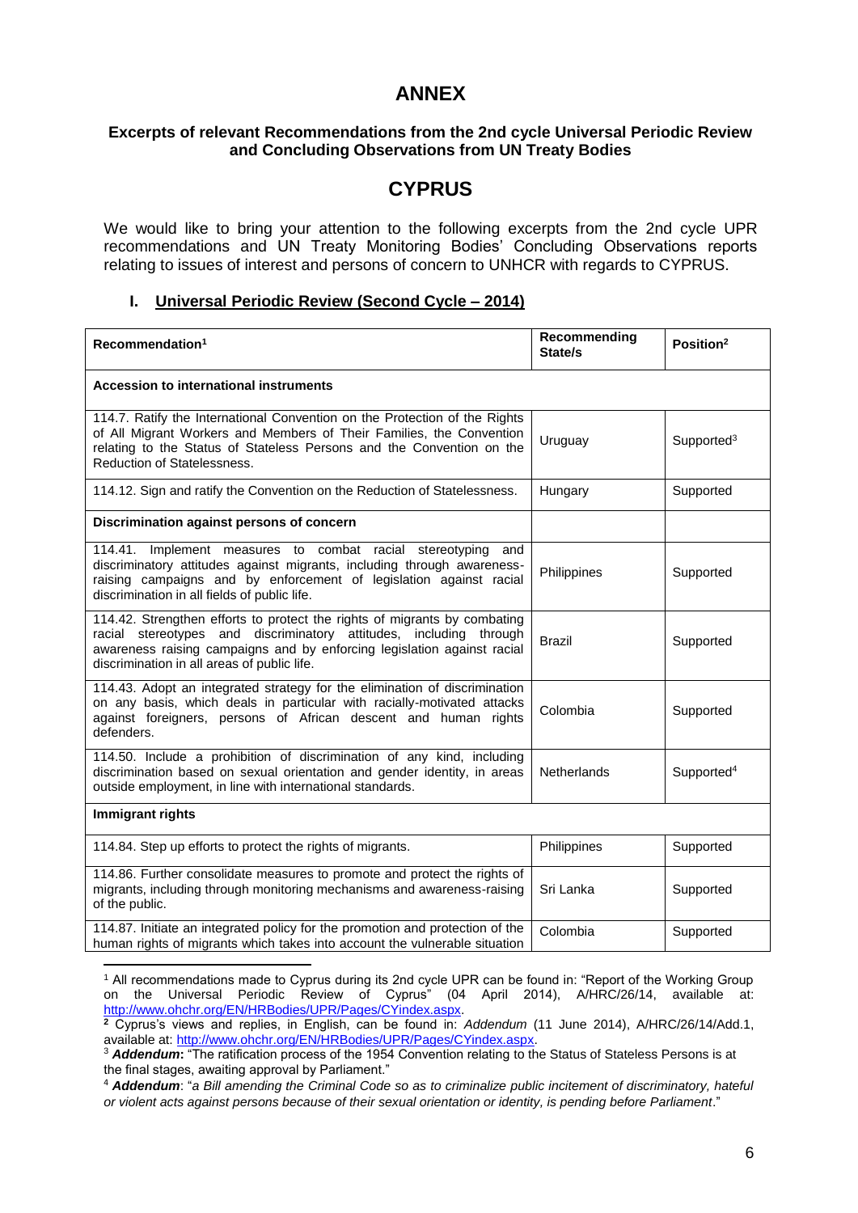# ANNEX

### Excerpts of relevant Recommendations from the 2nd cycle Universal Periodic Review and Concluding Observations from UN Treaty Bodies

## CYPRUS

We would like to bring your attention to the following excerpts from the 2nd cycle UPR recommendations and UN Treaty Monitoring Bodies' Concluding Observations reports relating to issues of interest and persons of concern to UNHCR with regards to CYPRUS.

### I. Universal Periodic Review (Second Cycle – 2014)

| Recommendation[1] | Recommending State/s | Position[2] |
|---|---|---|
| **Accession to international instruments** | | |
| 114.7. Ratify the International Convention on the Protection of the Rights of All Migrant Workers and Members of Their Families, the Convention relating to the Status of Stateless Persons and the Convention on the Reduction of Statelessness. | Uruguay | Supported[3] |
| 114.12. Sign and ratify the Convention on the Reduction of Statelessness. | Hungary | Supported |
| **Discrimination against persons of concern** | | |
| 114.41. Implement measures to combat racial stereotyping and discriminatory attitudes against migrants, including through awareness-raising campaigns and by enforcement of legislation against racial discrimination in all fields of public life. | Philippines | Supported |
| 114.42. Strengthen efforts to protect the rights of migrants by combating racial stereotypes and discriminatory attitudes, including through awareness raising campaigns and by enforcing legislation against racial discrimination in all areas of public life. | Brazil | Supported |
| 114.43. Adopt an integrated strategy for the elimination of discrimination on any basis, which deals in particular with racially-motivated attacks against foreigners, persons of African descent and human rights defenders. | Colombia | Supported |
| 114.50. Include a prohibition of discrimination of any kind, including discrimination based on sexual orientation and gender identity, in areas outside employment, in line with international standards. | Netherlands | Supported[4] |
| **Immigrant rights** | | |
| 114.84. Step up efforts to protect the rights of migrants. | Philippines | Supported |
| 114.86. Further consolidate measures to promote and protect the rights of migrants, including through monitoring mechanisms and awareness-raising of the public. | Sri Lanka | Supported |
| 114.87. Initiate an integrated policy for the promotion and protection of the human rights of migrants which takes into account the vulnerable situation | Colombia | Supported |

[1] All recommendations made to Cyprus during its 2nd cycle UPR can be found in: "Report of the Working Group on the Universal Periodic Review of Cyprus" (04 April 2014), A/HRC/26/14, available at: http://www.ohchr.org/EN/HRBodies/UPR/Pages/CYindex.aspx.

[2] Cyprus's views and replies, in English, can be found in: *Addendum* (11 June 2014), A/HRC/26/14/Add.1, available at: http://www.ohchr.org/EN/HRBodies/UPR/Pages/CYindex.aspx.

[3] ***Addendum*:** "The ratification process of the 1954 Convention relating to the Status of Stateless Persons is at the final stages, awaiting approval by Parliament."

[4] ***Addendum***: "*a Bill amending the Criminal Code so as to criminalize public incitement of discriminatory, hateful or violent acts against persons because of their sexual orientation or identity, is pending before Parliament*."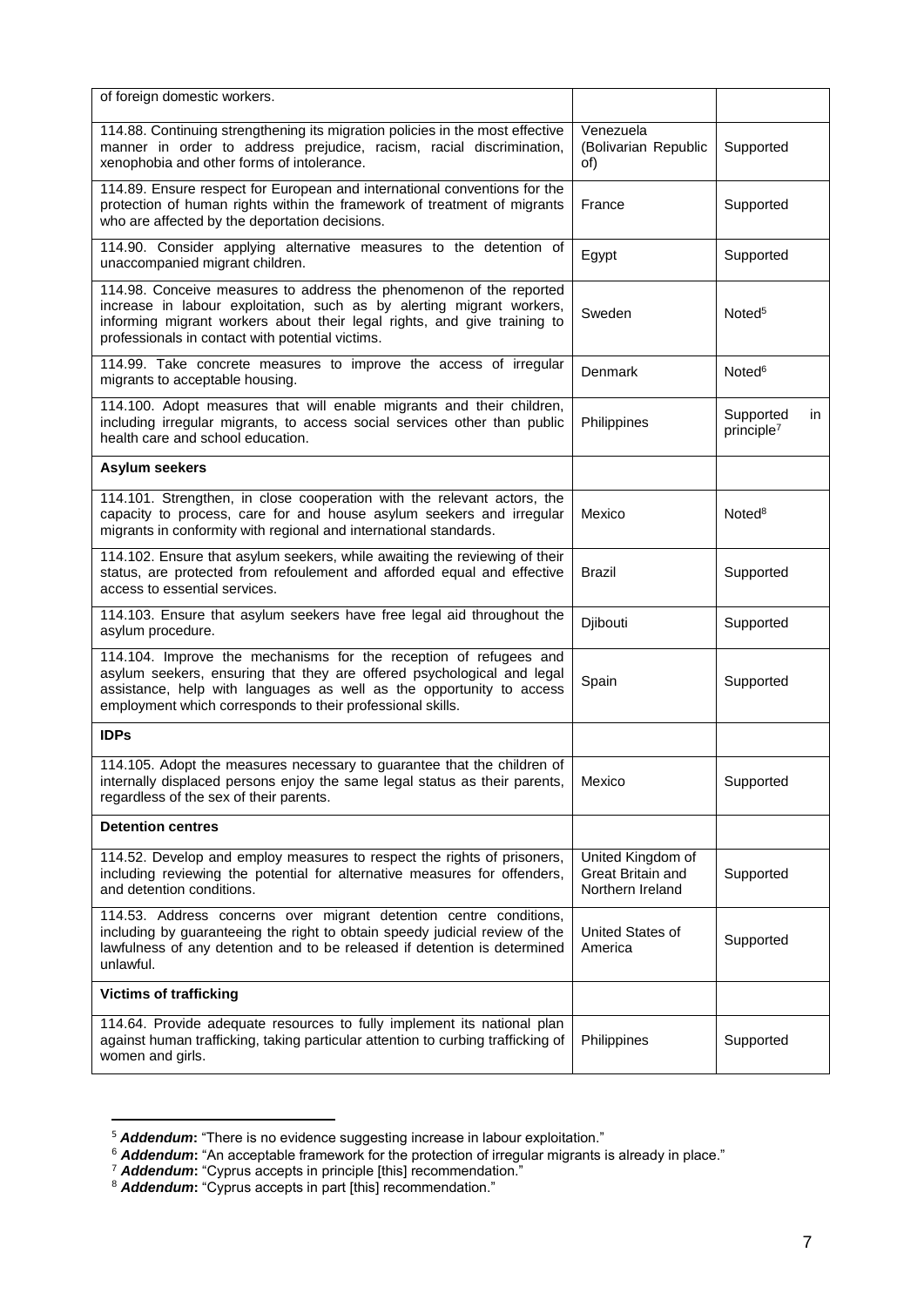| | | |
|---|---|---|
| of foreign domestic workers. | | |
| 114.88. Continuing strengthening its migration policies in the most effective manner in order to address prejudice, racism, racial discrimination, xenophobia and other forms of intolerance. | Venezuela (Bolivarian Republic of) | Supported |
| 114.89. Ensure respect for European and international conventions for the protection of human rights within the framework of treatment of migrants who are affected by the deportation decisions. | France | Supported |
| 114.90. Consider applying alternative measures to the detention of unaccompanied migrant children. | Egypt | Supported |
| 114.98. Conceive measures to address the phenomenon of the reported increase in labour exploitation, such as by alerting migrant workers, informing migrant workers about their legal rights, and give training to professionals in contact with potential victims. | Sweden | Noted[5] |
| 114.99. Take concrete measures to improve the access of irregular migrants to acceptable housing. | Denmark | Noted[6] |
| 114.100. Adopt measures that will enable migrants and their children, including irregular migrants, to access social services other than public health care and school education. | Philippines | Supported in principle[7] |
| **Asylum seekers** | | |
| 114.101. Strengthen, in close cooperation with the relevant actors, the capacity to process, care for and house asylum seekers and irregular migrants in conformity with regional and international standards. | Mexico | Noted[8] |
| 114.102. Ensure that asylum seekers, while awaiting the reviewing of their status, are protected from refoulement and afforded equal and effective access to essential services. | Brazil | Supported |
| 114.103. Ensure that asylum seekers have free legal aid throughout the asylum procedure. | Djibouti | Supported |
| 114.104. Improve the mechanisms for the reception of refugees and asylum seekers, ensuring that they are offered psychological and legal assistance, help with languages as well as the opportunity to access employment which corresponds to their professional skills. | Spain | Supported |
| **IDPs** | | |
| 114.105. Adopt the measures necessary to guarantee that the children of internally displaced persons enjoy the same legal status as their parents, regardless of the sex of their parents. | Mexico | Supported |
| **Detention centres** | | |
| 114.52. Develop and employ measures to respect the rights of prisoners, including reviewing the potential for alternative measures for offenders, and detention conditions. | United Kingdom of Great Britain and Northern Ireland | Supported |
| 114.53. Address concerns over migrant detention centre conditions, including by guaranteeing the right to obtain speedy judicial review of the lawfulness of any detention and to be released if detention is determined unlawful. | United States of America | Supported |
| **Victims of trafficking** | | |
| 114.64. Provide adequate resources to fully implement its national plan against human trafficking, taking particular attention to curbing trafficking of women and girls. | Philippines | Supported |

[5] ***Addendum*****:** "There is no evidence suggesting increase in labour exploitation."

[6] ***Addendum*****:** "An acceptable framework for the protection of irregular migrants is already in place."

[7] ***Addendum*****:** "Cyprus accepts in principle [this] recommendation."

[8] ***Addendum*****:** "Cyprus accepts in part [this] recommendation."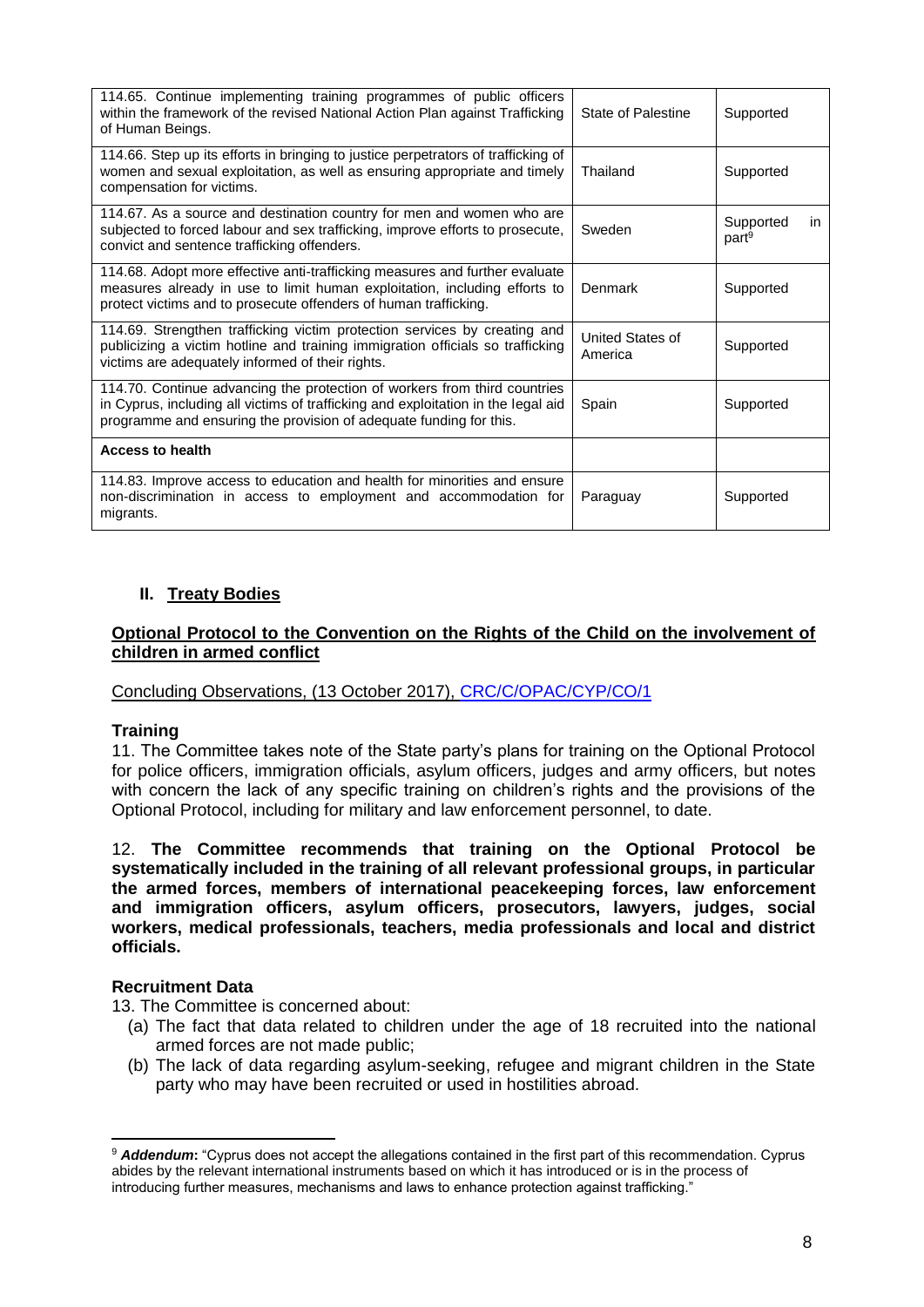| | | |
|---|---|---|
| 114.65. Continue implementing training programmes of public officers within the framework of the revised National Action Plan against Trafficking of Human Beings. | State of Palestine | Supported |
| 114.66. Step up its efforts in bringing to justice perpetrators of trafficking of women and sexual exploitation, as well as ensuring appropriate and timely compensation for victims. | Thailand | Supported |
| 114.67. As a source and destination country for men and women who are subjected to forced labour and sex trafficking, improve efforts to prosecute, convict and sentence trafficking offenders. | Sweden | Supported in part[9] |
| 114.68. Adopt more effective anti-trafficking measures and further evaluate measures already in use to limit human exploitation, including efforts to protect victims and to prosecute offenders of human trafficking. | Denmark | Supported |
| 114.69. Strengthen trafficking victim protection services by creating and publicizing a victim hotline and training immigration officials so trafficking victims are adequately informed of their rights. | United States of America | Supported |
| 114.70. Continue advancing the protection of workers from third countries in Cyprus, including all victims of trafficking and exploitation in the legal aid programme and ensuring the provision of adequate funding for this. | Spain | Supported |
| **Access to health** | | |
| 114.83. Improve access to education and health for minorities and ensure non-discrimination in access to employment and accommodation for migrants. | Paraguay | Supported |

## II. Treaty Bodies

### Optional Protocol to the Convention on the Rights of the Child on the involvement of children in armed conflict

Concluding Observations, (13 October 2017), CRC/C/OPAC/CYP/CO/1

**Training**

11. The Committee takes note of the State party's plans for training on the Optional Protocol for police officers, immigration officials, asylum officers, judges and army officers, but notes with concern the lack of any specific training on children's rights and the provisions of the Optional Protocol, including for military and law enforcement personnel, to date.

12. **The Committee recommends that training on the Optional Protocol be systematically included in the training of all relevant professional groups, in particular the armed forces, members of international peacekeeping forces, law enforcement and immigration officers, asylum officers, prosecutors, lawyers, judges, social workers, medical professionals, teachers, media professionals and local and district officials.**

**Recruitment Data**

13. The Committee is concerned about:

(a) The fact that data related to children under the age of 18 recruited into the national armed forces are not made public;

(b) The lack of data regarding asylum-seeking, refugee and migrant children in the State party who may have been recruited or used in hostilities abroad.

---

[9] ***Addendum*:** "Cyprus does not accept the allegations contained in the first part of this recommendation. Cyprus abides by the relevant international instruments based on which it has introduced or is in the process of introducing further measures, mechanisms and laws to enhance protection against trafficking."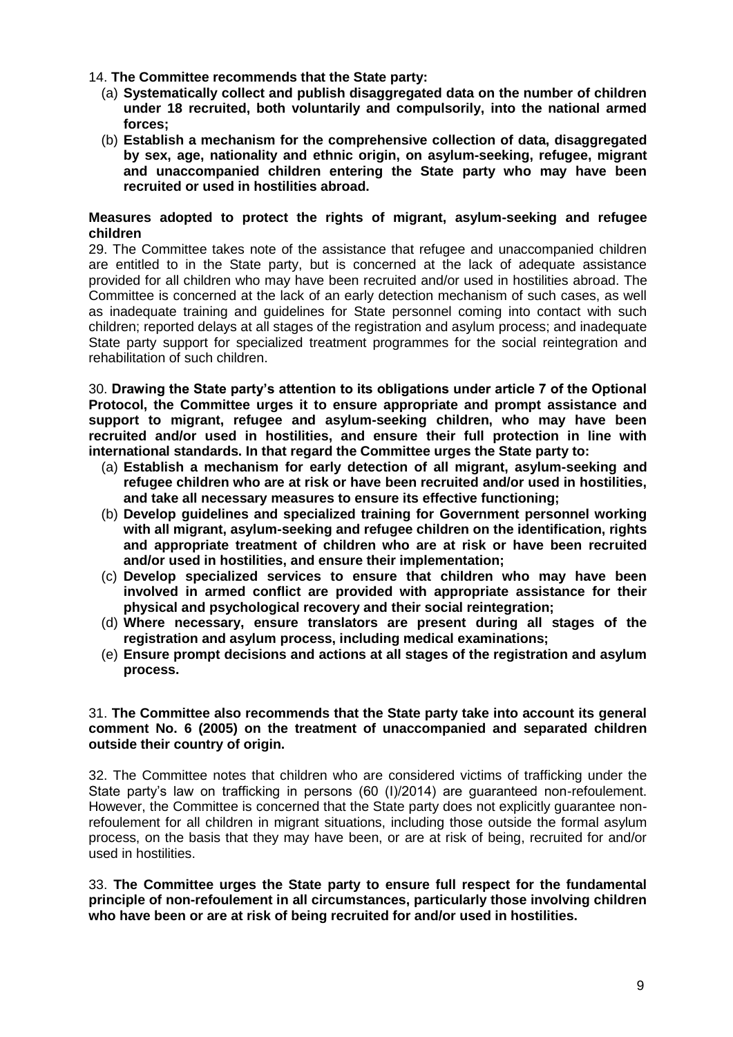14. **The Committee recommends that the State party:**

(a) **Systematically collect and publish disaggregated data on the number of children under 18 recruited, both voluntarily and compulsorily, into the national armed forces;**

(b) **Establish a mechanism for the comprehensive collection of data, disaggregated by sex, age, nationality and ethnic origin, on asylum-seeking, refugee, migrant and unaccompanied children entering the State party who may have been recruited or used in hostilities abroad.**

### Measures adopted to protect the rights of migrant, asylum-seeking and refugee children

29. The Committee takes note of the assistance that refugee and unaccompanied children are entitled to in the State party, but is concerned at the lack of adequate assistance provided for all children who may have been recruited and/or used in hostilities abroad. The Committee is concerned at the lack of an early detection mechanism of such cases, as well as inadequate training and guidelines for State personnel coming into contact with such children; reported delays at all stages of the registration and asylum process; and inadequate State party support for specialized treatment programmes for the social reintegration and rehabilitation of such children.

30. **Drawing the State party's attention to its obligations under article 7 of the Optional Protocol, the Committee urges it to ensure appropriate and prompt assistance and support to migrant, refugee and asylum-seeking children, who may have been recruited and/or used in hostilities, and ensure their full protection in line with international standards. In that regard the Committee urges the State party to:**

(a) **Establish a mechanism for early detection of all migrant, asylum-seeking and refugee children who are at risk or have been recruited and/or used in hostilities, and take all necessary measures to ensure its effective functioning;**

(b) **Develop guidelines and specialized training for Government personnel working with all migrant, asylum-seeking and refugee children on the identification, rights and appropriate treatment of children who are at risk or have been recruited and/or used in hostilities, and ensure their implementation;**

(c) **Develop specialized services to ensure that children who may have been involved in armed conflict are provided with appropriate assistance for their physical and psychological recovery and their social reintegration;**

(d) **Where necessary, ensure translators are present during all stages of the registration and asylum process, including medical examinations;**

(e) **Ensure prompt decisions and actions at all stages of the registration and asylum process.**

31. **The Committee also recommends that the State party take into account its general comment No. 6 (2005) on the treatment of unaccompanied and separated children outside their country of origin.**

32. The Committee notes that children who are considered victims of trafficking under the State party's law on trafficking in persons (60 (I)/2014) are guaranteed non-refoulement. However, the Committee is concerned that the State party does not explicitly guarantee non-refoulement for all children in migrant situations, including those outside the formal asylum process, on the basis that they may have been, or are at risk of being, recruited for and/or used in hostilities.

33. **The Committee urges the State party to ensure full respect for the fundamental principle of non-refoulement in all circumstances, particularly those involving children who have been or are at risk of being recruited for and/or used in hostilities.**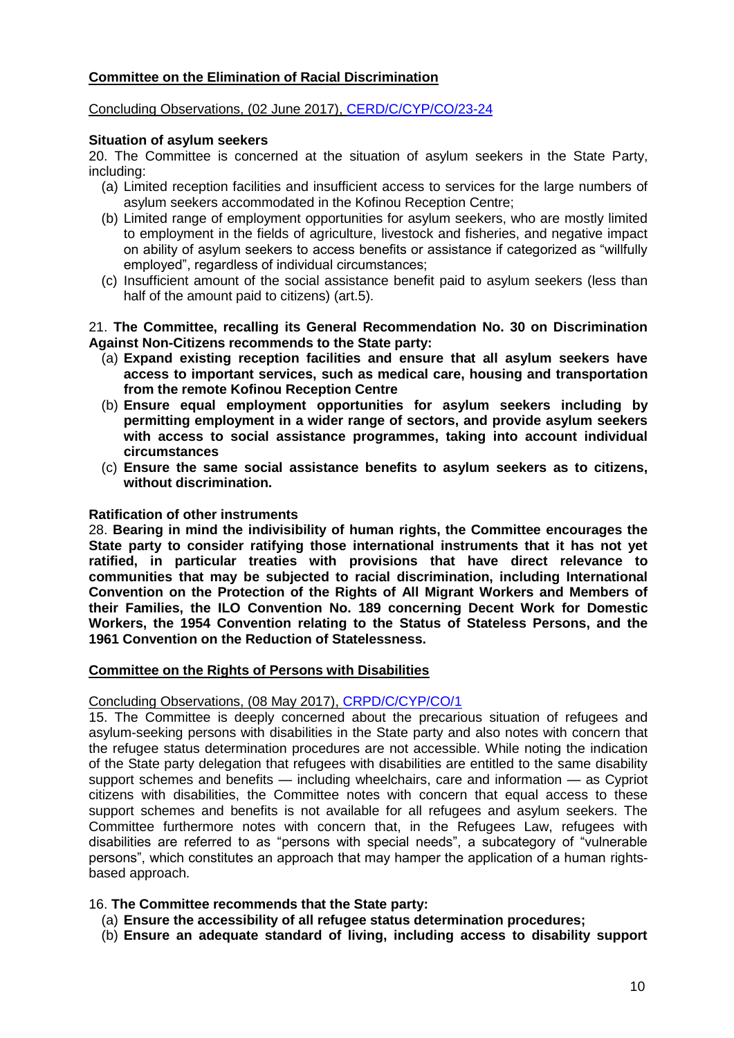**Committee on the Elimination of Racial Discrimination**

Concluding Observations, (02 June 2017), CERD/C/CYP/CO/23-24

**Situation of asylum seekers**

20. The Committee is concerned at the situation of asylum seekers in the State Party, including:

(a) Limited reception facilities and insufficient access to services for the large numbers of asylum seekers accommodated in the Kofinou Reception Centre;
(b) Limited range of employment opportunities for asylum seekers, who are mostly limited to employment in the fields of agriculture, livestock and fisheries, and negative impact on ability of asylum seekers to access benefits or assistance if categorized as "willfully employed", regardless of individual circumstances;
(c) Insufficient amount of the social assistance benefit paid to asylum seekers (less than half of the amount paid to citizens) (art.5).

21. **The Committee, recalling its General Recommendation No. 30 on Discrimination Against Non-Citizens recommends to the State party:**

(a) **Expand existing reception facilities and ensure that all asylum seekers have access to important services, such as medical care, housing and transportation from the remote Kofinou Reception Centre**
(b) **Ensure equal employment opportunities for asylum seekers including by permitting employment in a wider range of sectors, and provide asylum seekers with access to social assistance programmes, taking into account individual circumstances**
(c) **Ensure the same social assistance benefits to asylum seekers as to citizens, without discrimination.**

**Ratification of other instruments**

28. **Bearing in mind the indivisibility of human rights, the Committee encourages the State party to consider ratifying those international instruments that it has not yet ratified, in particular treaties with provisions that have direct relevance to communities that may be subjected to racial discrimination, including International Convention on the Protection of the Rights of All Migrant Workers and Members of their Families, the ILO Convention No. 189 concerning Decent Work for Domestic Workers, the 1954 Convention relating to the Status of Stateless Persons, and the 1961 Convention on the Reduction of Statelessness.**

**Committee on the Rights of Persons with Disabilities**

Concluding Observations, (08 May 2017), CRPD/C/CYP/CO/1

15. The Committee is deeply concerned about the precarious situation of refugees and asylum-seeking persons with disabilities in the State party and also notes with concern that the refugee status determination procedures are not accessible. While noting the indication of the State party delegation that refugees with disabilities are entitled to the same disability support schemes and benefits — including wheelchairs, care and information — as Cypriot citizens with disabilities, the Committee notes with concern that equal access to these support schemes and benefits is not available for all refugees and asylum seekers. The Committee furthermore notes with concern that, in the Refugees Law, refugees with disabilities are referred to as "persons with special needs", a subcategory of "vulnerable persons", which constitutes an approach that may hamper the application of a human rights-based approach.

16. **The Committee recommends that the State party:**

(a) **Ensure the accessibility of all refugee status determination procedures;**
(b) **Ensure an adequate standard of living, including access to disability support**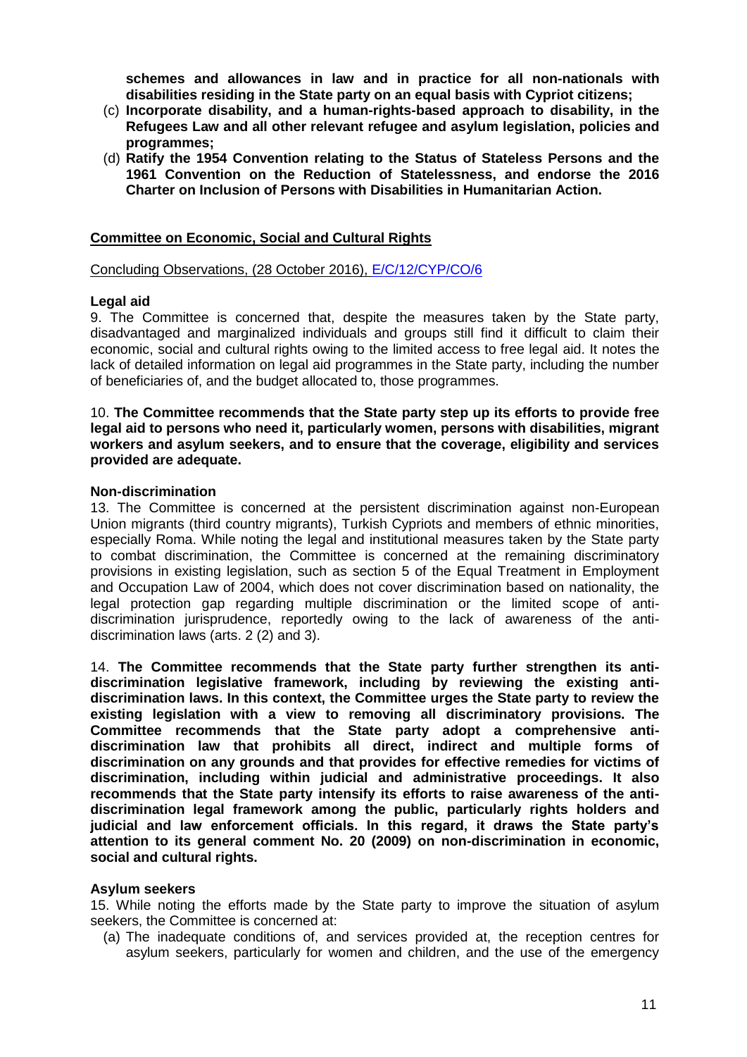**schemes and allowances in law and in practice for all non-nationals with disabilities residing in the State party on an equal basis with Cypriot citizens;**

(c) **Incorporate disability, and a human-rights-based approach to disability, in the Refugees Law and all other relevant refugee and asylum legislation, policies and programmes;**

(d) **Ratify the 1954 Convention relating to the Status of Stateless Persons and the 1961 Convention on the Reduction of Statelessness, and endorse the 2016 Charter on Inclusion of Persons with Disabilities in Humanitarian Action.**

## Committee on Economic, Social and Cultural Rights

Concluding Observations, (28 October 2016), E/C/12/CYP/CO/6

### Legal aid

9. The Committee is concerned that, despite the measures taken by the State party, disadvantaged and marginalized individuals and groups still find it difficult to claim their economic, social and cultural rights owing to the limited access to free legal aid. It notes the lack of detailed information on legal aid programmes in the State party, including the number of beneficiaries of, and the budget allocated to, those programmes.

10. **The Committee recommends that the State party step up its efforts to provide free legal aid to persons who need it, particularly women, persons with disabilities, migrant workers and asylum seekers, and to ensure that the coverage, eligibility and services provided are adequate.**

### Non-discrimination

13. The Committee is concerned at the persistent discrimination against non-European Union migrants (third country migrants), Turkish Cypriots and members of ethnic minorities, especially Roma. While noting the legal and institutional measures taken by the State party to combat discrimination, the Committee is concerned at the remaining discriminatory provisions in existing legislation, such as section 5 of the Equal Treatment in Employment and Occupation Law of 2004, which does not cover discrimination based on nationality, the legal protection gap regarding multiple discrimination or the limited scope of anti-discrimination jurisprudence, reportedly owing to the lack of awareness of the anti-discrimination laws (arts. 2 (2) and 3).

14. **The Committee recommends that the State party further strengthen its anti-discrimination legislative framework, including by reviewing the existing anti-discrimination laws. In this context, the Committee urges the State party to review the existing legislation with a view to removing all discriminatory provisions. The Committee recommends that the State party adopt a comprehensive anti-discrimination law that prohibits all direct, indirect and multiple forms of discrimination on any grounds and that provides for effective remedies for victims of discrimination, including within judicial and administrative proceedings. It also recommends that the State party intensify its efforts to raise awareness of the anti-discrimination legal framework among the public, particularly rights holders and judicial and law enforcement officials. In this regard, it draws the State party's attention to its general comment No. 20 (2009) on non-discrimination in economic, social and cultural rights.**

### Asylum seekers

15. While noting the efforts made by the State party to improve the situation of asylum seekers, the Committee is concerned at:

(a) The inadequate conditions of, and services provided at, the reception centres for asylum seekers, particularly for women and children, and the use of the emergency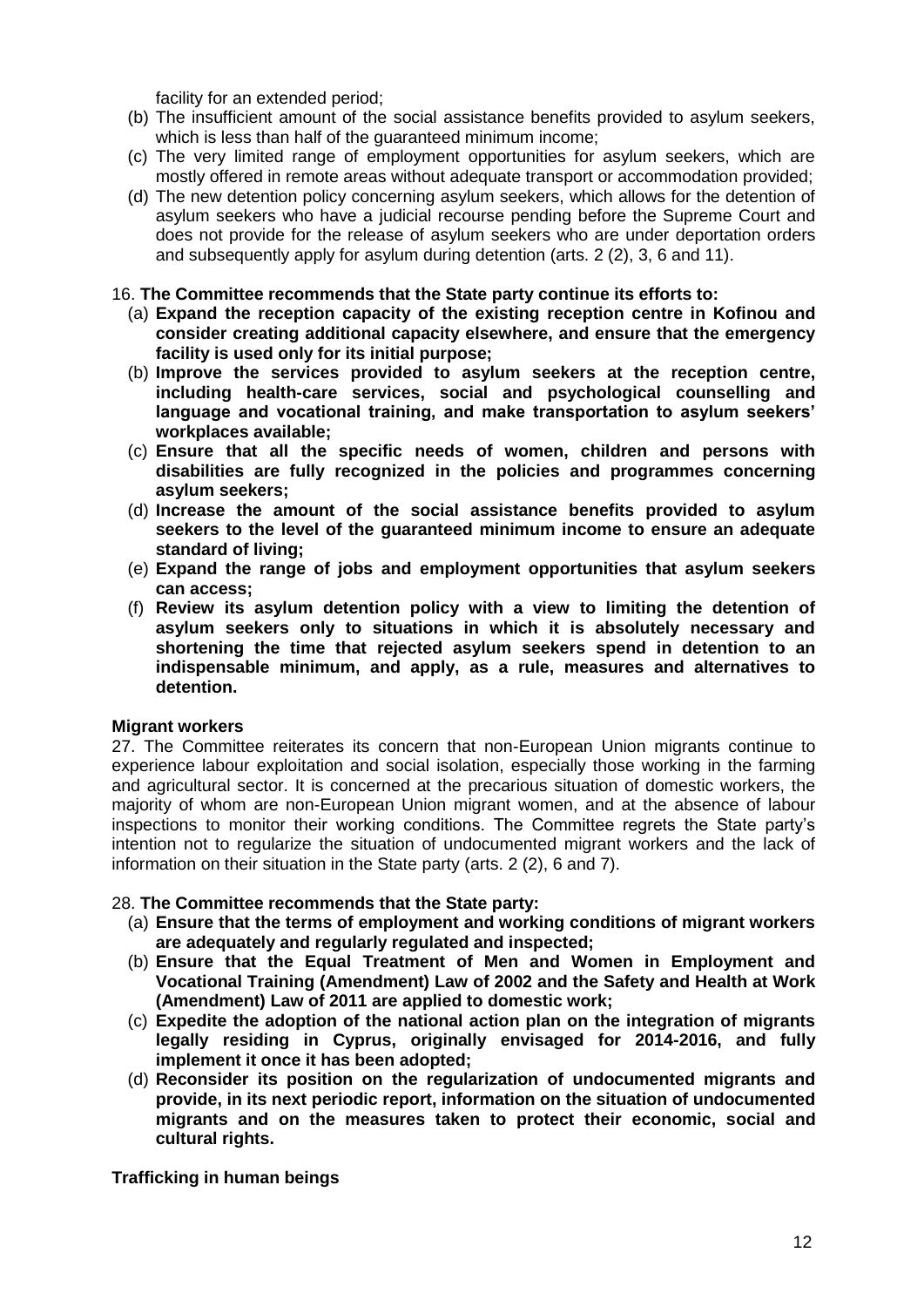facility for an extended period;

(b) The insufficient amount of the social assistance benefits provided to asylum seekers, which is less than half of the guaranteed minimum income;

(c) The very limited range of employment opportunities for asylum seekers, which are mostly offered in remote areas without adequate transport or accommodation provided;

(d) The new detention policy concerning asylum seekers, which allows for the detention of asylum seekers who have a judicial recourse pending before the Supreme Court and does not provide for the release of asylum seekers who are under deportation orders and subsequently apply for asylum during detention (arts. 2 (2), 3, 6 and 11).

16. **The Committee recommends that the State party continue its efforts to:**

(a) **Expand the reception capacity of the existing reception centre in Kofinou and consider creating additional capacity elsewhere, and ensure that the emergency facility is used only for its initial purpose;**

(b) **Improve the services provided to asylum seekers at the reception centre, including health-care services, social and psychological counselling and language and vocational training, and make transportation to asylum seekers' workplaces available;**

(c) **Ensure that all the specific needs of women, children and persons with disabilities are fully recognized in the policies and programmes concerning asylum seekers;**

(d) **Increase the amount of the social assistance benefits provided to asylum seekers to the level of the guaranteed minimum income to ensure an adequate standard of living;**

(e) **Expand the range of jobs and employment opportunities that asylum seekers can access;**

(f) **Review its asylum detention policy with a view to limiting the detention of asylum seekers only to situations in which it is absolutely necessary and shortening the time that rejected asylum seekers spend in detention to an indispensable minimum, and apply, as a rule, measures and alternatives to detention.**

**Migrant workers**

27. The Committee reiterates its concern that non-European Union migrants continue to experience labour exploitation and social isolation, especially those working in the farming and agricultural sector. It is concerned at the precarious situation of domestic workers, the majority of whom are non-European Union migrant women, and at the absence of labour inspections to monitor their working conditions. The Committee regrets the State party's intention not to regularize the situation of undocumented migrant workers and the lack of information on their situation in the State party (arts. 2 (2), 6 and 7).

28. **The Committee recommends that the State party:**

(a) **Ensure that the terms of employment and working conditions of migrant workers are adequately and regularly regulated and inspected;**

(b) **Ensure that the Equal Treatment of Men and Women in Employment and Vocational Training (Amendment) Law of 2002 and the Safety and Health at Work (Amendment) Law of 2011 are applied to domestic work;**

(c) **Expedite the adoption of the national action plan on the integration of migrants legally residing in Cyprus, originally envisaged for 2014-2016, and fully implement it once it has been adopted;**

(d) **Reconsider its position on the regularization of undocumented migrants and provide, in its next periodic report, information on the situation of undocumented migrants and on the measures taken to protect their economic, social and cultural rights.**

**Trafficking in human beings**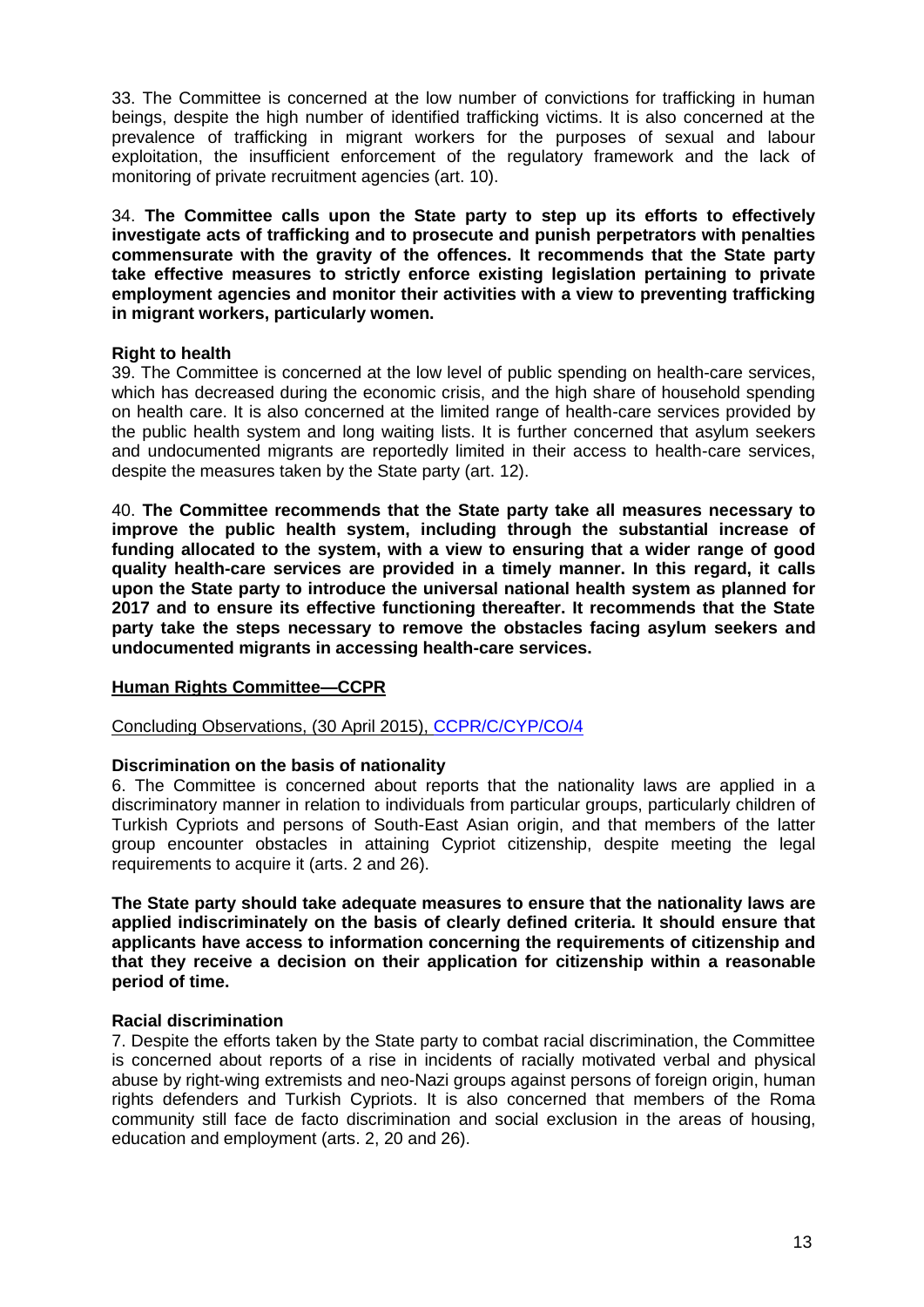33. The Committee is concerned at the low number of convictions for trafficking in human beings, despite the high number of identified trafficking victims. It is also concerned at the prevalence of trafficking in migrant workers for the purposes of sexual and labour exploitation, the insufficient enforcement of the regulatory framework and the lack of monitoring of private recruitment agencies (art. 10).

34. **The Committee calls upon the State party to step up its efforts to effectively investigate acts of trafficking and to prosecute and punish perpetrators with penalties commensurate with the gravity of the offences. It recommends that the State party take effective measures to strictly enforce existing legislation pertaining to private employment agencies and monitor their activities with a view to preventing trafficking in migrant workers, particularly women.**

**Right to health**

39. The Committee is concerned at the low level of public spending on health-care services, which has decreased during the economic crisis, and the high share of household spending on health care. It is also concerned at the limited range of health-care services provided by the public health system and long waiting lists. It is further concerned that asylum seekers and undocumented migrants are reportedly limited in their access to health-care services, despite the measures taken by the State party (art. 12).

40. **The Committee recommends that the State party take all measures necessary to improve the public health system, including through the substantial increase of funding allocated to the system, with a view to ensuring that a wider range of good quality health-care services are provided in a timely manner. In this regard, it calls upon the State party to introduce the universal national health system as planned for 2017 and to ensure its effective functioning thereafter. It recommends that the State party take the steps necessary to remove the obstacles facing asylum seekers and undocumented migrants in accessing health-care services.**

**Human Rights Committee—CCPR**

Concluding Observations, (30 April 2015), CCPR/C/CYP/CO/4

**Discrimination on the basis of nationality**

6. The Committee is concerned about reports that the nationality laws are applied in a discriminatory manner in relation to individuals from particular groups, particularly children of Turkish Cypriots and persons of South-East Asian origin, and that members of the latter group encounter obstacles in attaining Cypriot citizenship, despite meeting the legal requirements to acquire it (arts. 2 and 26).

**The State party should take adequate measures to ensure that the nationality laws are applied indiscriminately on the basis of clearly defined criteria. It should ensure that applicants have access to information concerning the requirements of citizenship and that they receive a decision on their application for citizenship within a reasonable period of time.**

**Racial discrimination**

7. Despite the efforts taken by the State party to combat racial discrimination, the Committee is concerned about reports of a rise in incidents of racially motivated verbal and physical abuse by right-wing extremists and neo-Nazi groups against persons of foreign origin, human rights defenders and Turkish Cypriots. It is also concerned that members of the Roma community still face de facto discrimination and social exclusion in the areas of housing, education and employment (arts. 2, 20 and 26).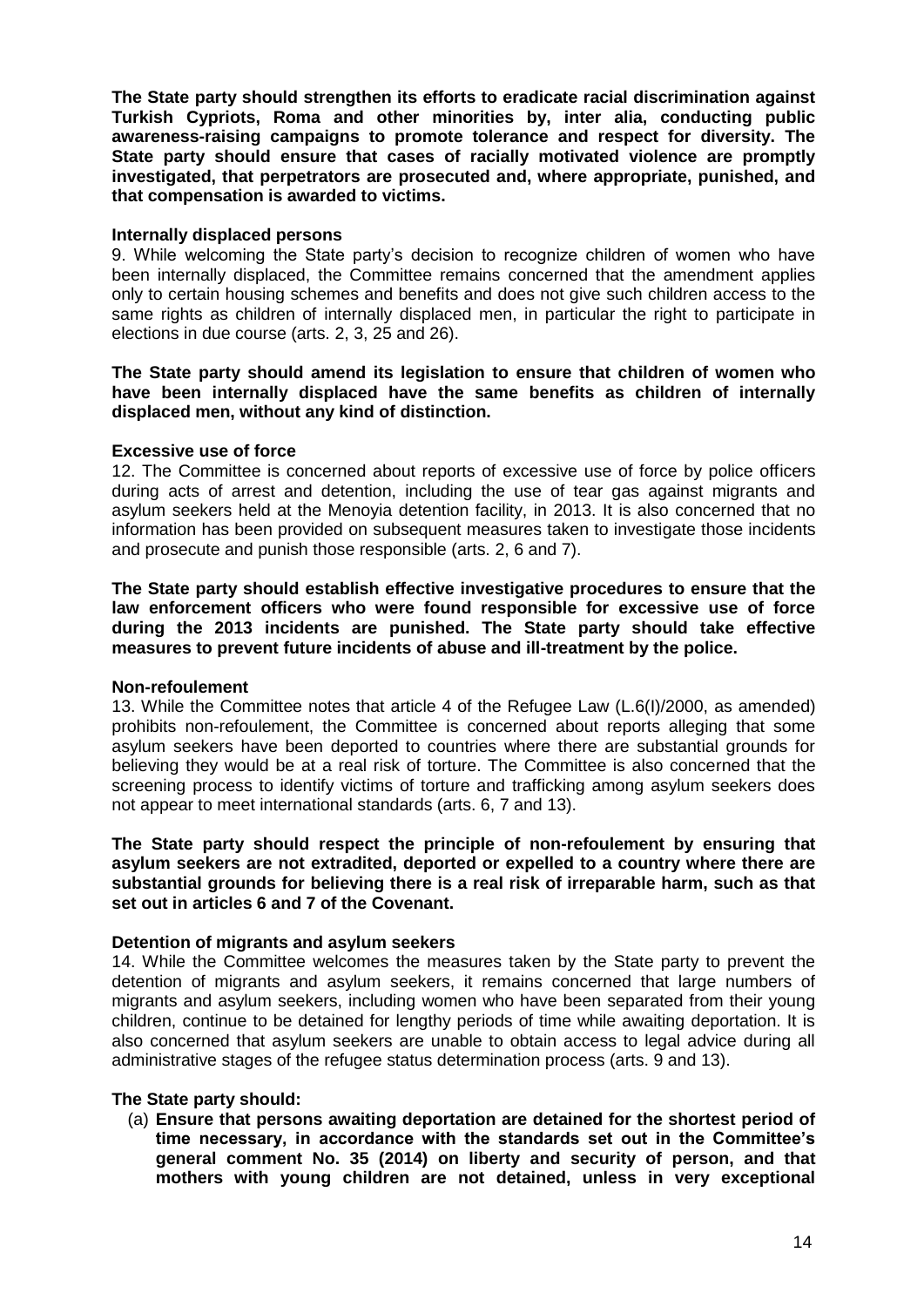**The State party should strengthen its efforts to eradicate racial discrimination against Turkish Cypriots, Roma and other minorities by, inter alia, conducting public awareness-raising campaigns to promote tolerance and respect for diversity. The State party should ensure that cases of racially motivated violence are promptly investigated, that perpetrators are prosecuted and, where appropriate, punished, and that compensation is awarded to victims.**

**Internally displaced persons**

9. While welcoming the State party's decision to recognize children of women who have been internally displaced, the Committee remains concerned that the amendment applies only to certain housing schemes and benefits and does not give such children access to the same rights as children of internally displaced men, in particular the right to participate in elections in due course (arts. 2, 3, 25 and 26).

**The State party should amend its legislation to ensure that children of women who have been internally displaced have the same benefits as children of internally displaced men, without any kind of distinction.**

**Excessive use of force**

12. The Committee is concerned about reports of excessive use of force by police officers during acts of arrest and detention, including the use of tear gas against migrants and asylum seekers held at the Menoyia detention facility, in 2013. It is also concerned that no information has been provided on subsequent measures taken to investigate those incidents and prosecute and punish those responsible (arts. 2, 6 and 7).

**The State party should establish effective investigative procedures to ensure that the law enforcement officers who were found responsible for excessive use of force during the 2013 incidents are punished. The State party should take effective measures to prevent future incidents of abuse and ill-treatment by the police.**

**Non-refoulement**

13. While the Committee notes that article 4 of the Refugee Law (L.6(I)/2000, as amended) prohibits non-refoulement, the Committee is concerned about reports alleging that some asylum seekers have been deported to countries where there are substantial grounds for believing they would be at a real risk of torture. The Committee is also concerned that the screening process to identify victims of torture and trafficking among asylum seekers does not appear to meet international standards (arts. 6, 7 and 13).

**The State party should respect the principle of non-refoulement by ensuring that asylum seekers are not extradited, deported or expelled to a country where there are substantial grounds for believing there is a real risk of irreparable harm, such as that set out in articles 6 and 7 of the Covenant.**

**Detention of migrants and asylum seekers**

14. While the Committee welcomes the measures taken by the State party to prevent the detention of migrants and asylum seekers, it remains concerned that large numbers of migrants and asylum seekers, including women who have been separated from their young children, continue to be detained for lengthy periods of time while awaiting deportation. It is also concerned that asylum seekers are unable to obtain access to legal advice during all administrative stages of the refugee status determination process (arts. 9 and 13).

**The State party should:**

(a) **Ensure that persons awaiting deportation are detained for the shortest period of time necessary, in accordance with the standards set out in the Committee's general comment No. 35 (2014) on liberty and security of person, and that mothers with young children are not detained, unless in very exceptional**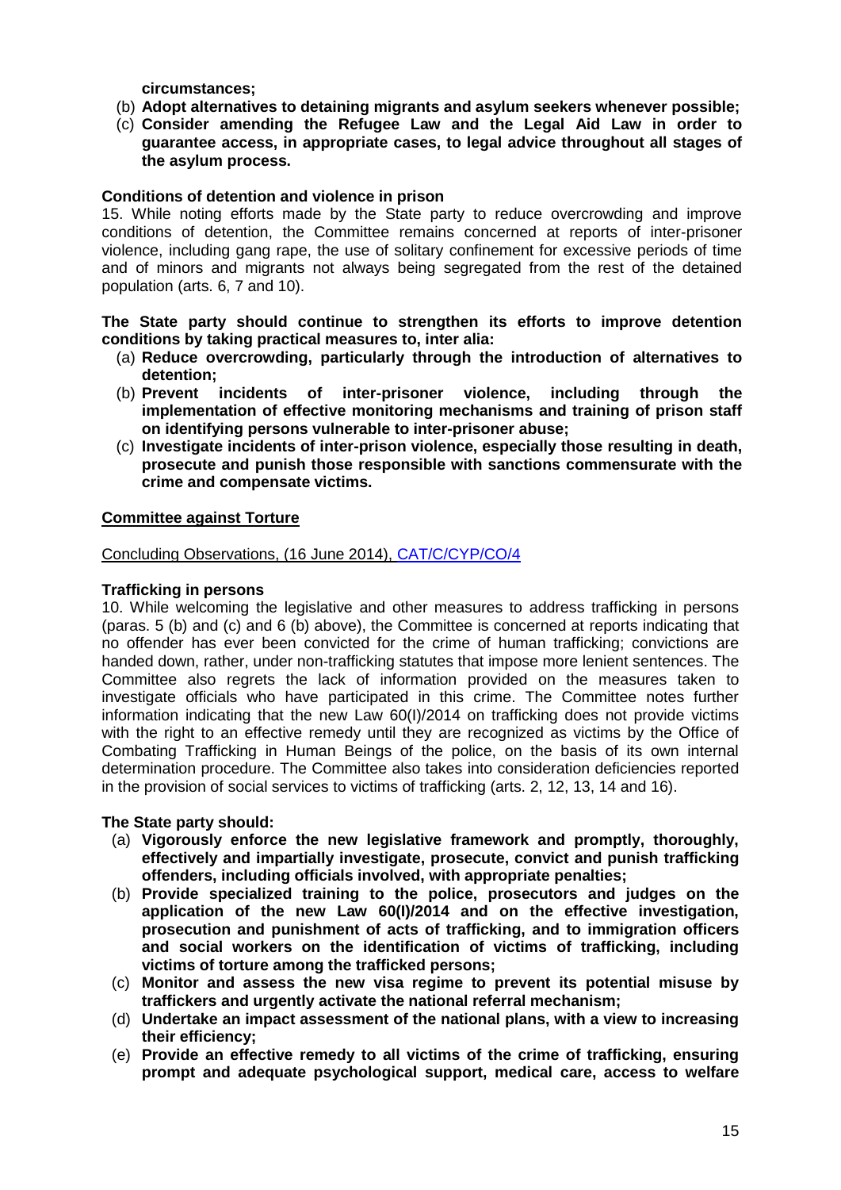**circumstances;**

(b) **Adopt alternatives to detaining migrants and asylum seekers whenever possible;**
(c) **Consider amending the Refugee Law and the Legal Aid Law in order to guarantee access, in appropriate cases, to legal advice throughout all stages of the asylum process.**

**Conditions of detention and violence in prison**

15. While noting efforts made by the State party to reduce overcrowding and improve conditions of detention, the Committee remains concerned at reports of inter-prisoner violence, including gang rape, the use of solitary confinement for excessive periods of time and of minors and migrants not always being segregated from the rest of the detained population (arts. 6, 7 and 10).

**The State party should continue to strengthen its efforts to improve detention conditions by taking practical measures to, inter alia:**

(a) **Reduce overcrowding, particularly through the introduction of alternatives to detention;**
(b) **Prevent incidents of inter-prisoner violence, including through the implementation of effective monitoring mechanisms and training of prison staff on identifying persons vulnerable to inter-prisoner abuse;**
(c) **Investigate incidents of inter-prison violence, especially those resulting in death, prosecute and punish those responsible with sanctions commensurate with the crime and compensate victims.**

**Committee against Torture**

Concluding Observations, (16 June 2014), CAT/C/CYP/CO/4

**Trafficking in persons**

10. While welcoming the legislative and other measures to address trafficking in persons (paras. 5 (b) and (c) and 6 (b) above), the Committee is concerned at reports indicating that no offender has ever been convicted for the crime of human trafficking; convictions are handed down, rather, under non-trafficking statutes that impose more lenient sentences. The Committee also regrets the lack of information provided on the measures taken to investigate officials who have participated in this crime. The Committee notes further information indicating that the new Law 60(I)/2014 on trafficking does not provide victims with the right to an effective remedy until they are recognized as victims by the Office of Combating Trafficking in Human Beings of the police, on the basis of its own internal determination procedure. The Committee also takes into consideration deficiencies reported in the provision of social services to victims of trafficking (arts. 2, 12, 13, 14 and 16).

**The State party should:**

(a) **Vigorously enforce the new legislative framework and promptly, thoroughly, effectively and impartially investigate, prosecute, convict and punish trafficking offenders, including officials involved, with appropriate penalties;**
(b) **Provide specialized training to the police, prosecutors and judges on the application of the new Law 60(I)/2014 and on the effective investigation, prosecution and punishment of acts of trafficking, and to immigration officers and social workers on the identification of victims of trafficking, including victims of torture among the trafficked persons;**
(c) **Monitor and assess the new visa regime to prevent its potential misuse by traffickers and urgently activate the national referral mechanism;**
(d) **Undertake an impact assessment of the national plans, with a view to increasing their efficiency;**
(e) **Provide an effective remedy to all victims of the crime of trafficking, ensuring prompt and adequate psychological support, medical care, access to welfare**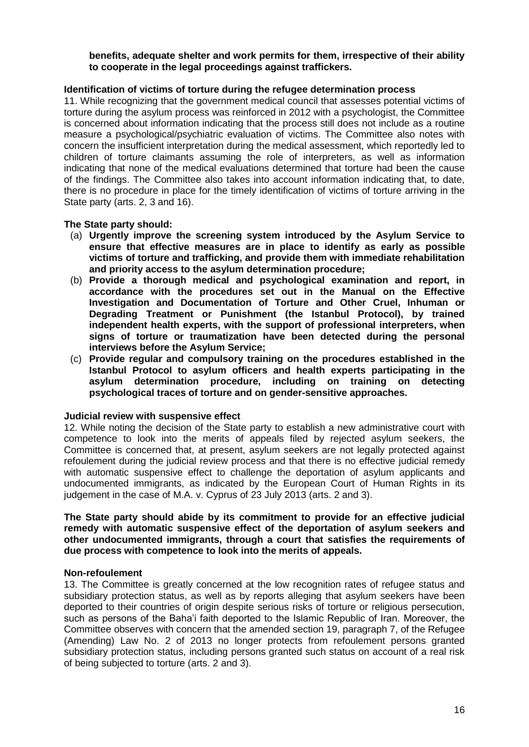**benefits, adequate shelter and work permits for them, irrespective of their ability to cooperate in the legal proceedings against traffickers.**

**Identification of victims of torture during the refugee determination process**

11. While recognizing that the government medical council that assesses potential victims of torture during the asylum process was reinforced in 2012 with a psychologist, the Committee is concerned about information indicating that the process still does not include as a routine measure a psychological/psychiatric evaluation of victims. The Committee also notes with concern the insufficient interpretation during the medical assessment, which reportedly led to children of torture claimants assuming the role of interpreters, as well as information indicating that none of the medical evaluations determined that torture had been the cause of the findings. The Committee also takes into account information indicating that, to date, there is no procedure in place for the timely identification of victims of torture arriving in the State party (arts. 2, 3 and 16).

**The State party should:**

(a) **Urgently improve the screening system introduced by the Asylum Service to ensure that effective measures are in place to identify as early as possible victims of torture and trafficking, and provide them with immediate rehabilitation and priority access to the asylum determination procedure;**

(b) **Provide a thorough medical and psychological examination and report, in accordance with the procedures set out in the Manual on the Effective Investigation and Documentation of Torture and Other Cruel, Inhuman or Degrading Treatment or Punishment (the Istanbul Protocol), by trained independent health experts, with the support of professional interpreters, when signs of torture or traumatization have been detected during the personal interviews before the Asylum Service;**

(c) **Provide regular and compulsory training on the procedures established in the Istanbul Protocol to asylum officers and health experts participating in the asylum determination procedure, including on training on detecting psychological traces of torture and on gender-sensitive approaches.**

**Judicial review with suspensive effect**

12. While noting the decision of the State party to establish a new administrative court with competence to look into the merits of appeals filed by rejected asylum seekers, the Committee is concerned that, at present, asylum seekers are not legally protected against refoulement during the judicial review process and that there is no effective judicial remedy with automatic suspensive effect to challenge the deportation of asylum applicants and undocumented immigrants, as indicated by the European Court of Human Rights in its judgement in the case of M.A. v. Cyprus of 23 July 2013 (arts. 2 and 3).

**The State party should abide by its commitment to provide for an effective judicial remedy with automatic suspensive effect of the deportation of asylum seekers and other undocumented immigrants, through a court that satisfies the requirements of due process with competence to look into the merits of appeals.**

**Non-refoulement**

13. The Committee is greatly concerned at the low recognition rates of refugee status and subsidiary protection status, as well as by reports alleging that asylum seekers have been deported to their countries of origin despite serious risks of torture or religious persecution, such as persons of the Baha'i faith deported to the Islamic Republic of Iran. Moreover, the Committee observes with concern that the amended section 19, paragraph 7, of the Refugee (Amending) Law No. 2 of 2013 no longer protects from refoulement persons granted subsidiary protection status, including persons granted such status on account of a real risk of being subjected to torture (arts. 2 and 3).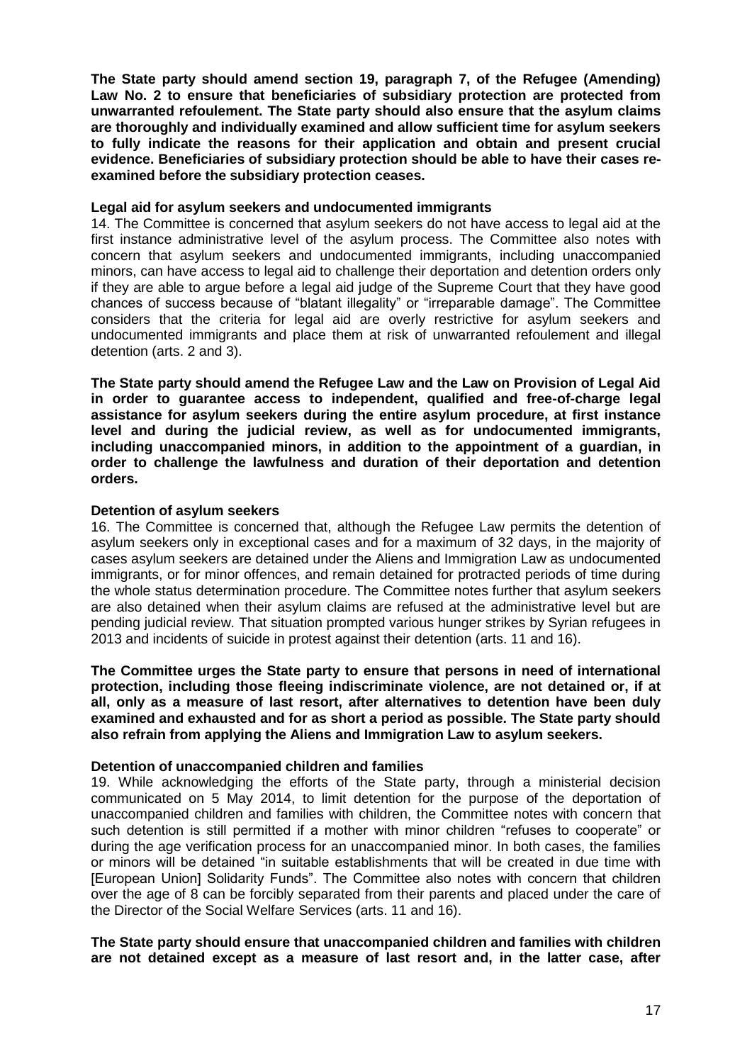**The State party should amend section 19, paragraph 7, of the Refugee (Amending) Law No. 2 to ensure that beneficiaries of subsidiary protection are protected from unwarranted refoulement. The State party should also ensure that the asylum claims are thoroughly and individually examined and allow sufficient time for asylum seekers to fully indicate the reasons for their application and obtain and present crucial evidence. Beneficiaries of subsidiary protection should be able to have their cases re-examined before the subsidiary protection ceases.**

**Legal aid for asylum seekers and undocumented immigrants**

14. The Committee is concerned that asylum seekers do not have access to legal aid at the first instance administrative level of the asylum process. The Committee also notes with concern that asylum seekers and undocumented immigrants, including unaccompanied minors, can have access to legal aid to challenge their deportation and detention orders only if they are able to argue before a legal aid judge of the Supreme Court that they have good chances of success because of "blatant illegality" or "irreparable damage". The Committee considers that the criteria for legal aid are overly restrictive for asylum seekers and undocumented immigrants and place them at risk of unwarranted refoulement and illegal detention (arts. 2 and 3).

**The State party should amend the Refugee Law and the Law on Provision of Legal Aid in order to guarantee access to independent, qualified and free-of-charge legal assistance for asylum seekers during the entire asylum procedure, at first instance level and during the judicial review, as well as for undocumented immigrants, including unaccompanied minors, in addition to the appointment of a guardian, in order to challenge the lawfulness and duration of their deportation and detention orders.**

**Detention of asylum seekers**

16. The Committee is concerned that, although the Refugee Law permits the detention of asylum seekers only in exceptional cases and for a maximum of 32 days, in the majority of cases asylum seekers are detained under the Aliens and Immigration Law as undocumented immigrants, or for minor offences, and remain detained for protracted periods of time during the whole status determination procedure. The Committee notes further that asylum seekers are also detained when their asylum claims are refused at the administrative level but are pending judicial review. That situation prompted various hunger strikes by Syrian refugees in 2013 and incidents of suicide in protest against their detention (arts. 11 and 16).

**The Committee urges the State party to ensure that persons in need of international protection, including those fleeing indiscriminate violence, are not detained or, if at all, only as a measure of last resort, after alternatives to detention have been duly examined and exhausted and for as short a period as possible. The State party should also refrain from applying the Aliens and Immigration Law to asylum seekers.**

**Detention of unaccompanied children and families**

19. While acknowledging the efforts of the State party, through a ministerial decision communicated on 5 May 2014, to limit detention for the purpose of the deportation of unaccompanied children and families with children, the Committee notes with concern that such detention is still permitted if a mother with minor children "refuses to cooperate" or during the age verification process for an unaccompanied minor. In both cases, the families or minors will be detained "in suitable establishments that will be created in due time with [European Union] Solidarity Funds". The Committee also notes with concern that children over the age of 8 can be forcibly separated from their parents and placed under the care of the Director of the Social Welfare Services (arts. 11 and 16).

**The State party should ensure that unaccompanied children and families with children are not detained except as a measure of last resort and, in the latter case, after**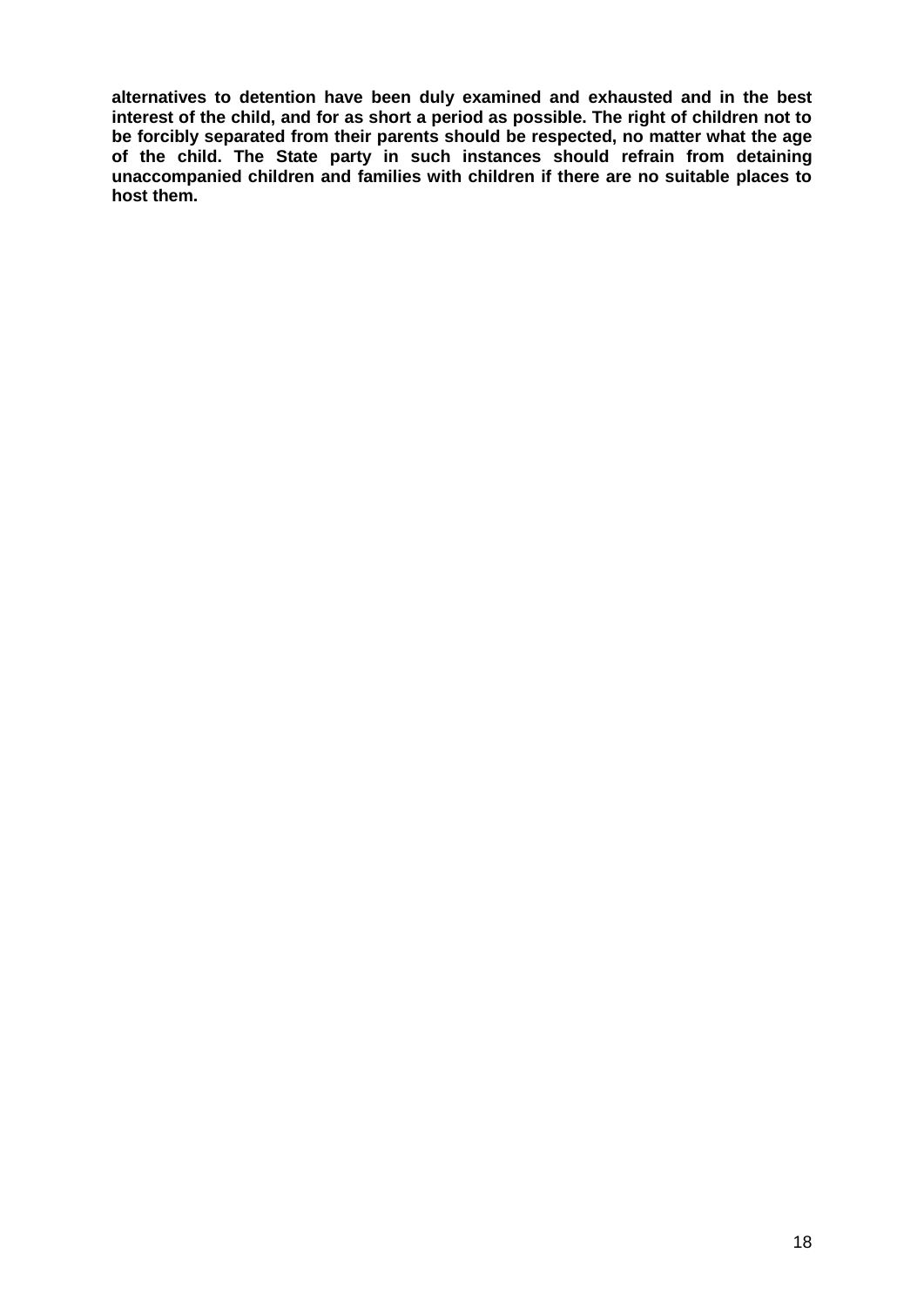**alternatives to detention have been duly examined and exhausted and in the best interest of the child, and for as short a period as possible. The right of children not to be forcibly separated from their parents should be respected, no matter what the age of the child. The State party in such instances should refrain from detaining unaccompanied children and families with children if there are no suitable places to host them.**